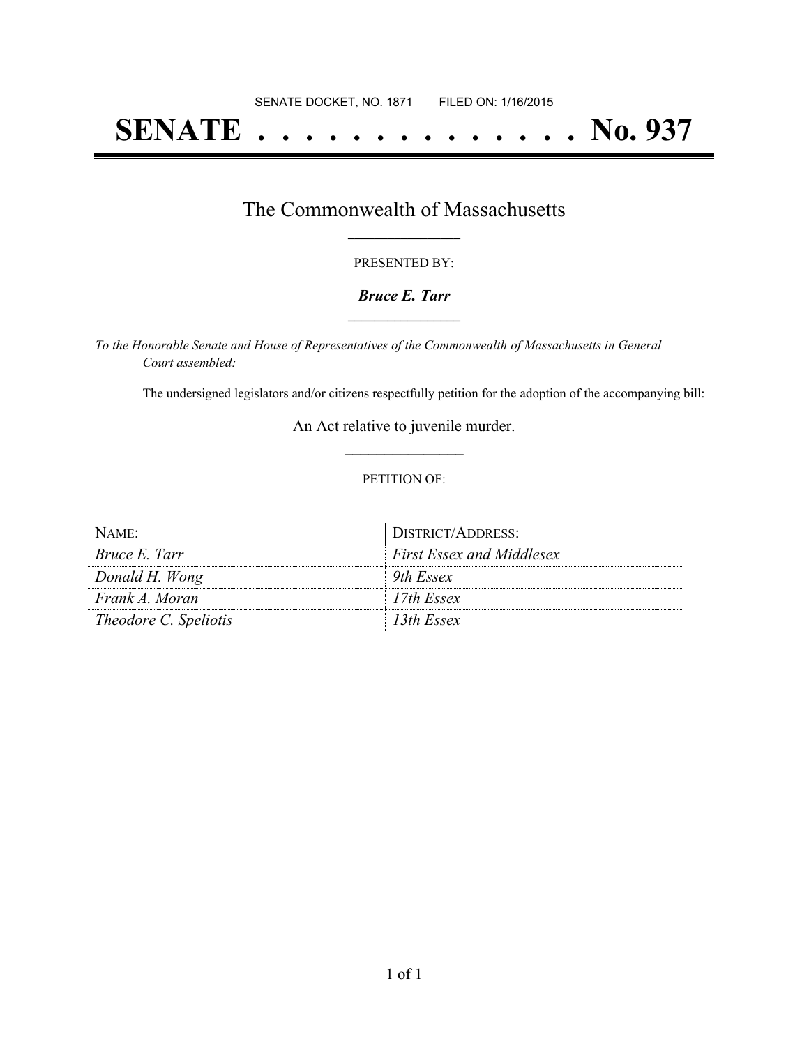SENATE DOCKET, NO. 1871        FILED ON: 1/16/2015

# SENATE . . . . . . . . . . . . . . No. 937

## The Commonwealth of Massachusetts

PRESENTED BY:

***Bruce E. Tarr***

*To the Honorable Senate and House of Representatives of the Commonwealth of Massachusetts in General Court assembled:*

The undersigned legislators and/or citizens respectfully petition for the adoption of the accompanying bill:

An Act relative to juvenile murder.

PETITION OF:

| NAME: | DISTRICT/ADDRESS: |
| --- | --- |
| *Bruce E. Tarr* | *First Essex and Middlesex* |
| *Donald H. Wong* | *9th Essex* |
| *Frank A. Moran* | *17th Essex* |
| *Theodore C. Speliotis* | *13th Essex* |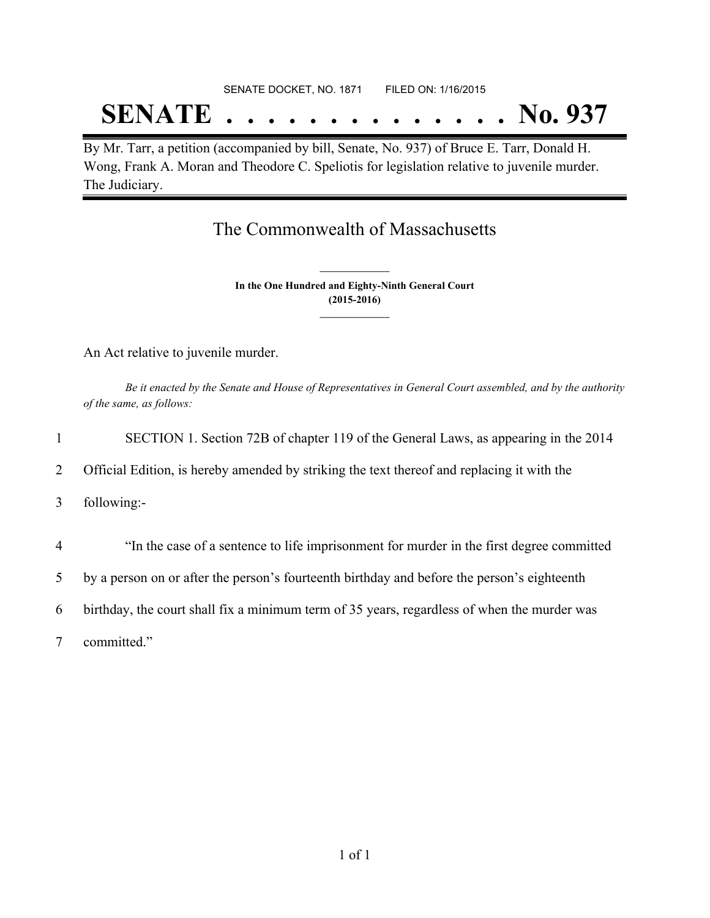SENATE DOCKET, NO. 1871 FILED ON: 1/16/2015

# SENATE . . . . . . . . . . . . . . No. 937

By Mr. Tarr, a petition (accompanied by bill, Senate, No. 937) of Bruce E. Tarr, Donald H. Wong, Frank A. Moran and Theodore C. Speliotis for legislation relative to juvenile murder. The Judiciary.

## The Commonwealth of Massachusetts

**In the One Hundred and Eighty-Ninth General Court**
**(2015-2016)**

An Act relative to juvenile murder.

*Be it enacted by the Senate and House of Representatives in General Court assembled, and by the authority of the same, as follows:*

1 SECTION 1. Section 72B of chapter 119 of the General Laws, as appearing in the 2014
2 Official Edition, is hereby amended by striking the text thereof and replacing it with the
3 following:-

4 "In the case of a sentence to life imprisonment for murder in the first degree committed
5 by a person on or after the person's fourteenth birthday and before the person's eighteenth
6 birthday, the court shall fix a minimum term of 35 years, regardless of when the murder was
7 committed."